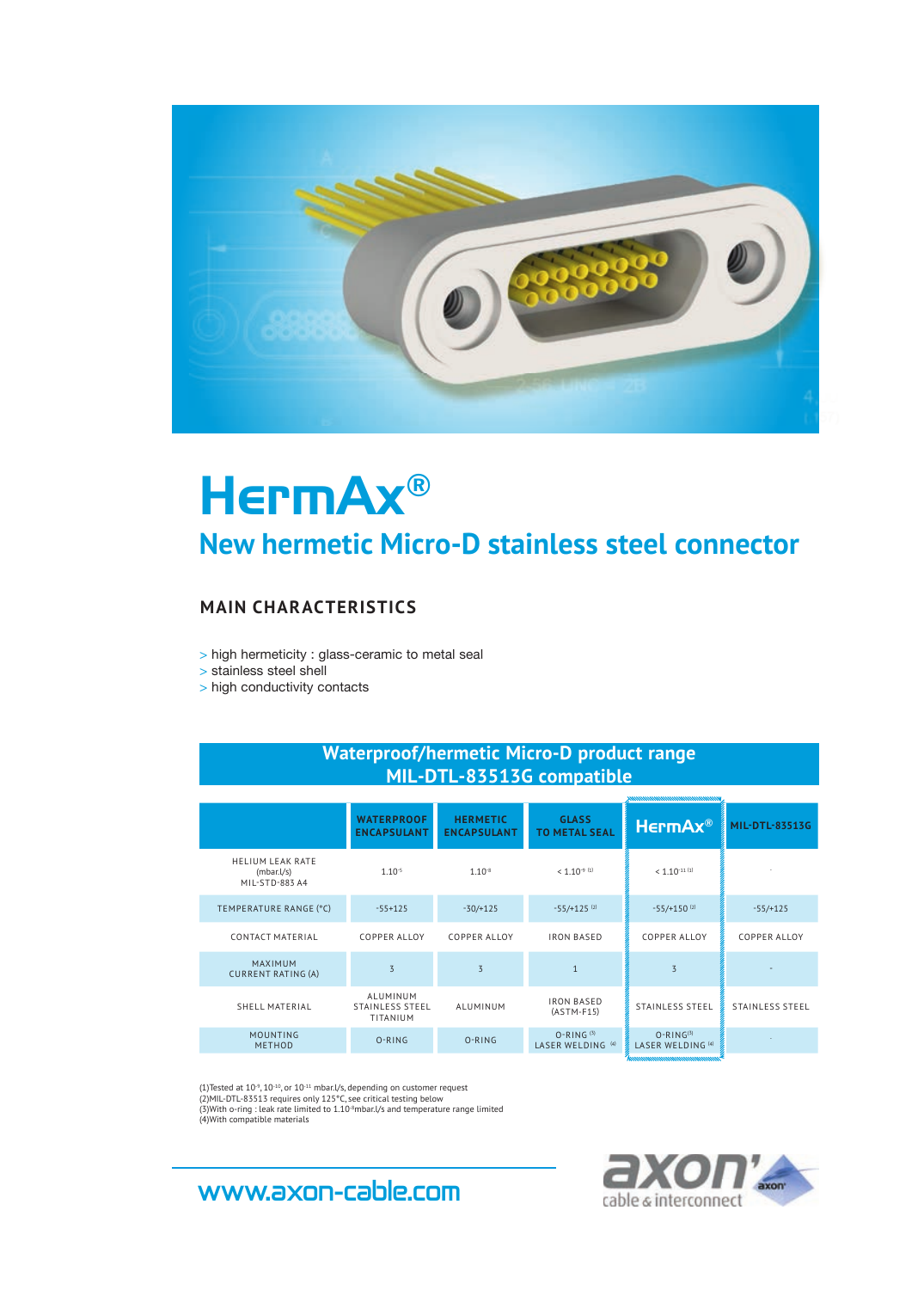# HermAx®

## New hermetic Micro-D stainless steel connector

### MAIN CHARACTERISTICS

- > high hermeticity : glass-ceramic to metal seal
- > stainless steel shell
- > high conductivity contacts

**Waterproof/hermetic Micro-D product range MIL-DTL-83513G compatible**

| | WATERPROOF ENCAPSULANT | HERMETIC ENCAPSULANT | GLASS TO METAL SEAL | HermAx® | MIL-DTL-83513G |
|---|---|---|---|---|---|
| HELIUM LEAK RATE (mbar.l/s) MIL-STD-883 A4 | $1.10^{-5}$ | $1.10^{-8}$ | $< 1.10^{-9}$ (1) | $< 1.10^{-11}$ (1) | - |
| TEMPERATURE RANGE (°C) | -55+125 | -30/+125 | -55/+125 (2) | -55/+150 (2) | -55/+125 |
| CONTACT MATERIAL | COPPER ALLOY | COPPER ALLOY | IRON BASED | COPPER ALLOY | COPPER ALLOY |
| MAXIMUM CURRENT RATING (A) | 3 | 3 | 1 | 3 | - |
| SHELL MATERIAL | ALUMINUM STAINLESS STEEL TITANIUM | ALUMINUM | IRON BASED (ASTM-F15) | STAINLESS STEEL | STAINLESS STEEL |
| MOUNTING METHOD | O-RING | O-RING | O-RING (3) LASER WELDING (4) | O-RING(3) LASER WELDING (4) | - |

(1)Tested at $10^{-9}$, $10^{-10}$, or $10^{-11}$ mbar.l/s, depending on customer request
(2)MIL-DTL-83513 requires only 125°C, see critical testing below
(3)With o-ring : leak rate limited to $1.10^{-8}$mbar.l/s and temperature range limited
(4)With compatible materials

www.axon-cable.com

axon' cable & interconnect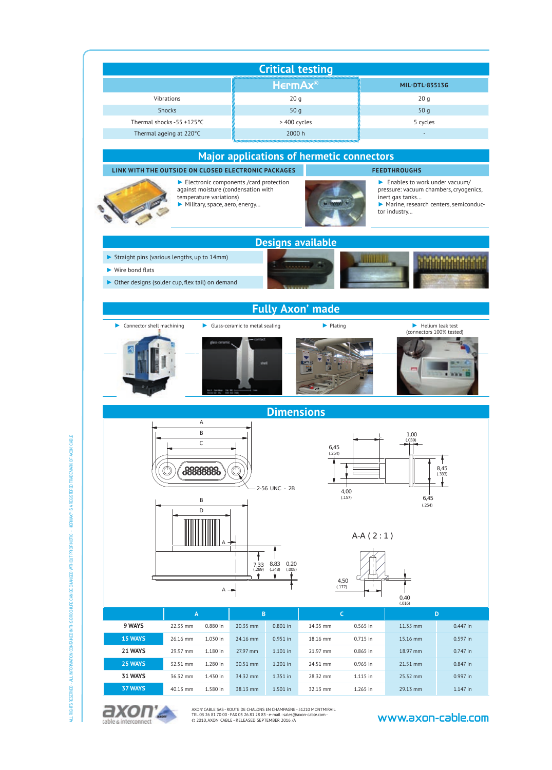## Critical testing

| | HermAx® | MIL-DTL-83513G |
|---|---|---|
| Vibrations | 20 g | 20 g |
| Shocks | 50 g | 50 g |
| Thermal shocks -55 +125°C | > 400 cycles | 5 cycles |
| Thermal ageing at 220°C | 2000 h | - |

## Major applications of hermetic connectors

### LINK WITH THE OUTSIDE ON CLOSED ELECTRONIC PACKAGES

- Electronic components /card protection against moisture (condensation with temperature variations)
- Military, space, aero, energy...

### FEEDTHROUGHS

- Enables to work under vacuum/ pressure: vacuum chambers, cryogenics, inert gas tanks...
- Marine, research centers, semiconductor industry...

## Designs available

- Straight pins (various lengths, up to 14mm)
- Wire bond flats
- Other designs (solder cup, flex tail) on demand

## Fully Axon' made

- Connector shell machining
- Glass-ceramic to metal sealing
- Plating
- Helium leak test (connectors 100% tested)

glass ceramic
contact
shell

## Dimensions

A
B
C
2-56 UNC - 2B
B
D
A
A
7,33 (.289)
8,83 (.348)
0,20 (.008)
6,45 (.254)
L
1,00 (.039)
8,45 (.333)
4,00 (.157)
6,45 (.254)
A-A ( 2 : 1 )
4,50 (.177)
0,40 (.016)

| | A | | B | | C | | D | |
|---|---|---|---|---|---|---|---|---|
| 9 WAYS | 22.35 mm | 0.880 in | 20.35 mm | 0.801 in | 14.35 mm | 0.565 in | 11.35 mm | 0.447 in |
| 15 WAYS | 26.16 mm | 1.030 in | 24.16 mm | 0.951 in | 18.16 mm | 0.715 in | 15.16 mm | 0.597 in |
| 21 WAYS | 29.97 mm | 1.180 in | 27.97 mm | 1.101 in | 21.97 mm | 0.865 in | 18.97 mm | 0.747 in |
| 25 WAYS | 32.51 mm | 1.280 in | 30.51 mm | 1.201 in | 24.51 mm | 0.965 in | 21.51 mm | 0.847 in |
| 31 WAYS | 36.32 mm | 1.430 in | 34.32 mm | 1.351 in | 28.32 mm | 1.115 in | 25.32 mm | 0.997 in |
| 37 WAYS | 40.13 mm | 1.580 in | 38.13 mm | 1.501 in | 32.13 mm | 1.265 in | 29.13 mm | 1.147 in |

axon' cable & interconnect

AXON' CABLE SAS - ROUTE DE CHALONS EN CHAMPAGNE - 51210 MONTMIRAIL
TEL 03 26 81 70 00 - FAX 03 26 81 28 83 - e-mail : sales@axon-cable.com -
© 2010, AXON' CABLE - RELEASED SEPTEMBER 2016 /A

www.axon-cable.com

ALL RIGHTS RESERVED - ALL INFORMATION CONTAINED IN THIS BROCHURE CAN BE CHANGED WITHOUT PRIOR NOTIC - HERMAX® IS A REGISTERED TRADEMARK OF AXON' CABLE